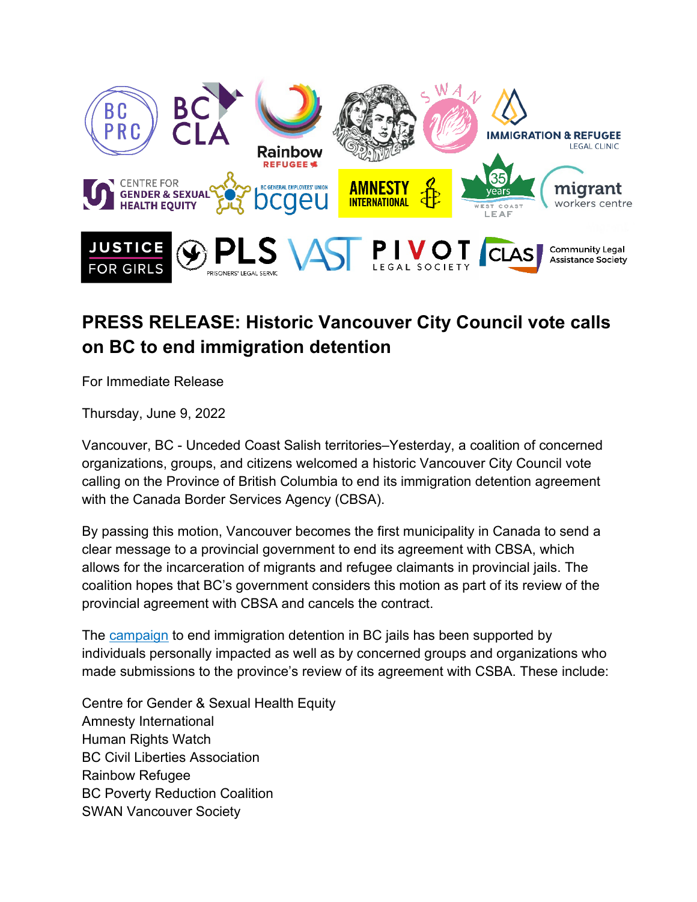# PRESS RELEASE: Historic Vancouver City Council vote calls on BC to end immigration detention

For Immediate Release

Thursday, June 9, 2022

Vancouver, BC - Unceded Coast Salish territories–Yesterday, a coalition of concerned organizations, groups, and citizens welcomed a historic Vancouver City Council vote calling on the Province of British Columbia to end its immigration detention agreement with the Canada Border Services Agency (CBSA).

By passing this motion, Vancouver becomes the first municipality in Canada to send a clear message to a provincial government to end its agreement with CBSA, which allows for the incarceration of migrants and refugee claimants in provincial jails. The coalition hopes that BC's government considers this motion as part of its review of the provincial agreement with CBSA and cancels the contract.

The campaign to end immigration detention in BC jails has been supported by individuals personally impacted as well as by concerned groups and organizations who made submissions to the province's review of its agreement with CSBA. These include:

Centre for Gender & Sexual Health Equity
Amnesty International
Human Rights Watch
BC Civil Liberties Association
Rainbow Refugee
BC Poverty Reduction Coalition
SWAN Vancouver Society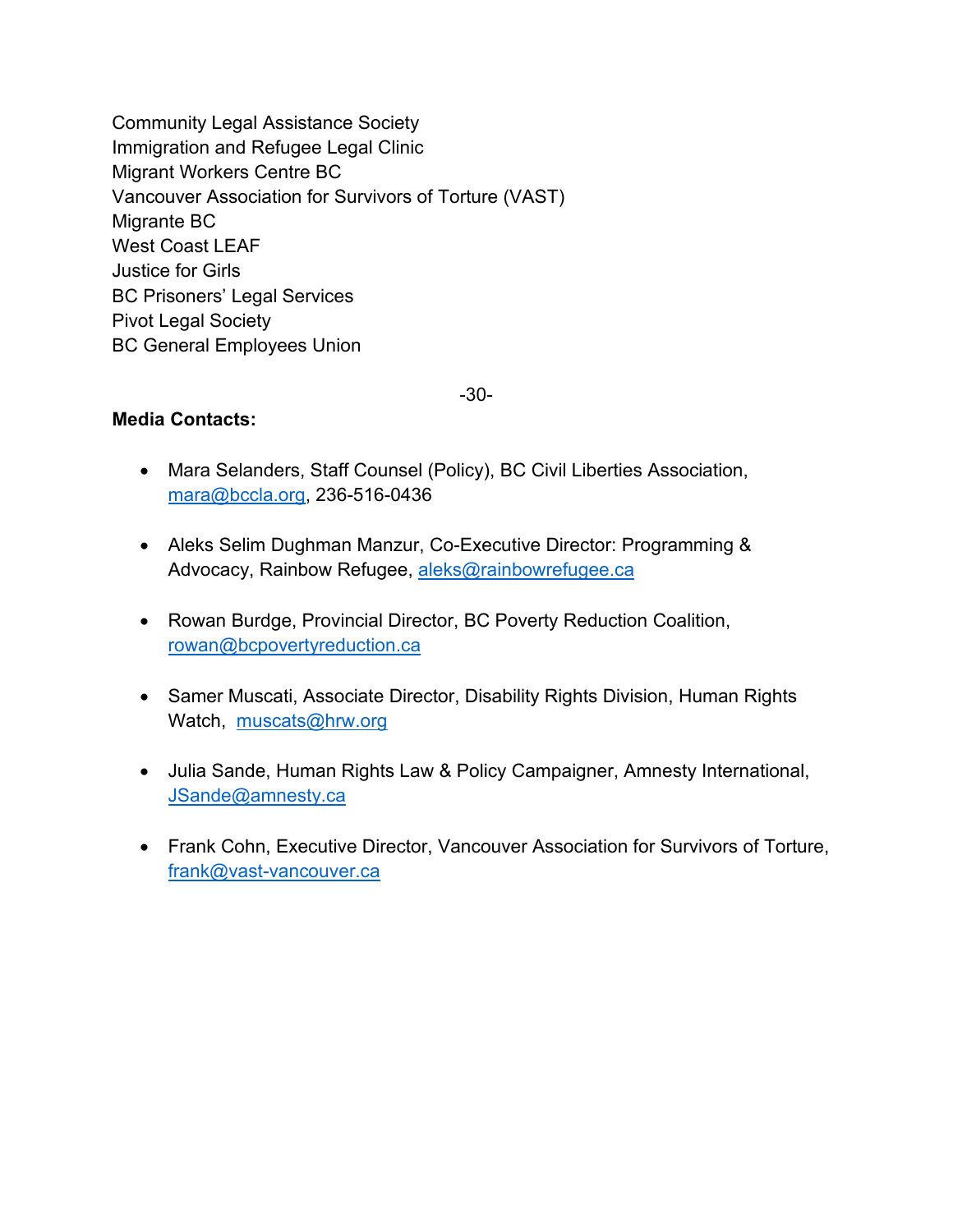Community Legal Assistance Society
Immigration and Refugee Legal Clinic
Migrant Workers Centre BC
Vancouver Association for Survivors of Torture (VAST)
Migrante BC
West Coast LEAF
Justice for Girls
BC Prisoners' Legal Services
Pivot Legal Society
BC General Employees Union

-30-

**Media Contacts:**

- Mara Selanders, Staff Counsel (Policy), BC Civil Liberties Association, mara@bccla.org, 236-516-0436
- Aleks Selim Dughman Manzur, Co-Executive Director: Programming & Advocacy, Rainbow Refugee, aleks@rainbowrefugee.ca
- Rowan Burdge, Provincial Director, BC Poverty Reduction Coalition, rowan@bcpovertyreduction.ca
- Samer Muscati, Associate Director, Disability Rights Division, Human Rights Watch, muscats@hrw.org
- Julia Sande, Human Rights Law & Policy Campaigner, Amnesty International, JSande@amnesty.ca
- Frank Cohn, Executive Director, Vancouver Association for Survivors of Torture, frank@vast-vancouver.ca